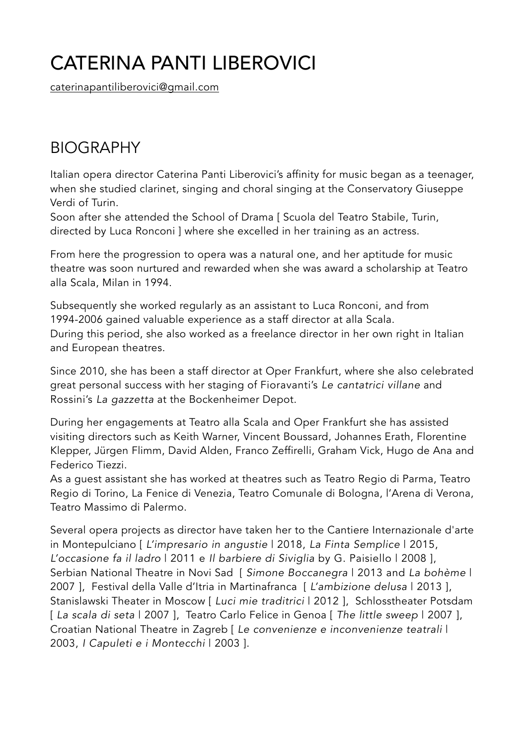# CATERINA PANTI LIBEROVICI

caterinapantiliberovici@gmail.com

## BIOGRAPHY

Italian opera director Caterina Panti Liberovici's affinity for music began as a teenager, when she studied clarinet, singing and choral singing at the Conservatory Giuseppe Verdi of Turin.
Soon after she attended the School of Drama [ Scuola del Teatro Stabile, Turin, directed by Luca Ronconi ] where she excelled in her training as an actress.

From here the progression to opera was a natural one, and her aptitude for music theatre was soon nurtured and rewarded when she was award a scholarship at Teatro alla Scala, Milan in 1994.

Subsequently she worked regularly as an assistant to Luca Ronconi, and from 1994-2006 gained valuable experience as a staff director at alla Scala.
During this period, she also worked as a freelance director in her own right in Italian and European theatres.

Since 2010, she has been a staff director at Oper Frankfurt, where she also celebrated great personal success with her staging of Fioravanti's *Le cantatrici villane* and Rossini's *La gazzetta* at the Bockenheimer Depot.

During her engagements at Teatro alla Scala and Oper Frankfurt she has assisted visiting directors such as Keith Warner, Vincent Boussard, Johannes Erath, Florentine Klepper, Jürgen Flimm, David Alden, Franco Zeffirelli, Graham Vick, Hugo de Ana and Federico Tiezzi.
As a guest assistant she has worked at theatres such as Teatro Regio di Parma, Teatro Regio di Torino, La Fenice di Venezia, Teatro Comunale di Bologna, l'Arena di Verona, Teatro Massimo di Palermo.

Several opera projects as director have taken her to the Cantiere Internazionale d'arte in Montepulciano [ *L'impresario in angustie* | 2018, *La Finta Semplice* | 2015, *L'occasione fa il ladro* | 2011 e *Il barbiere di Siviglia* by G. Paisiello | 2008 ], Serbian National Theatre in Novi Sad [ *Simone Boccanegra* | 2013 and *La bohème* | 2007 ], Festival della Valle d'Itria in Martinafranca [ *L'ambizione delusa* | 2013 ], Stanislawski Theater in Moscow [ *Luci mie traditrici* | 2012 ], Schlosstheater Potsdam [ *La scala di seta* | 2007 ], Teatro Carlo Felice in Genoa [ *The little sweep* | 2007 ], Croatian National Theatre in Zagreb [ *Le convenienze e inconvenienze teatrali* | 2003, *I Capuleti e i Montecchi* | 2003 ].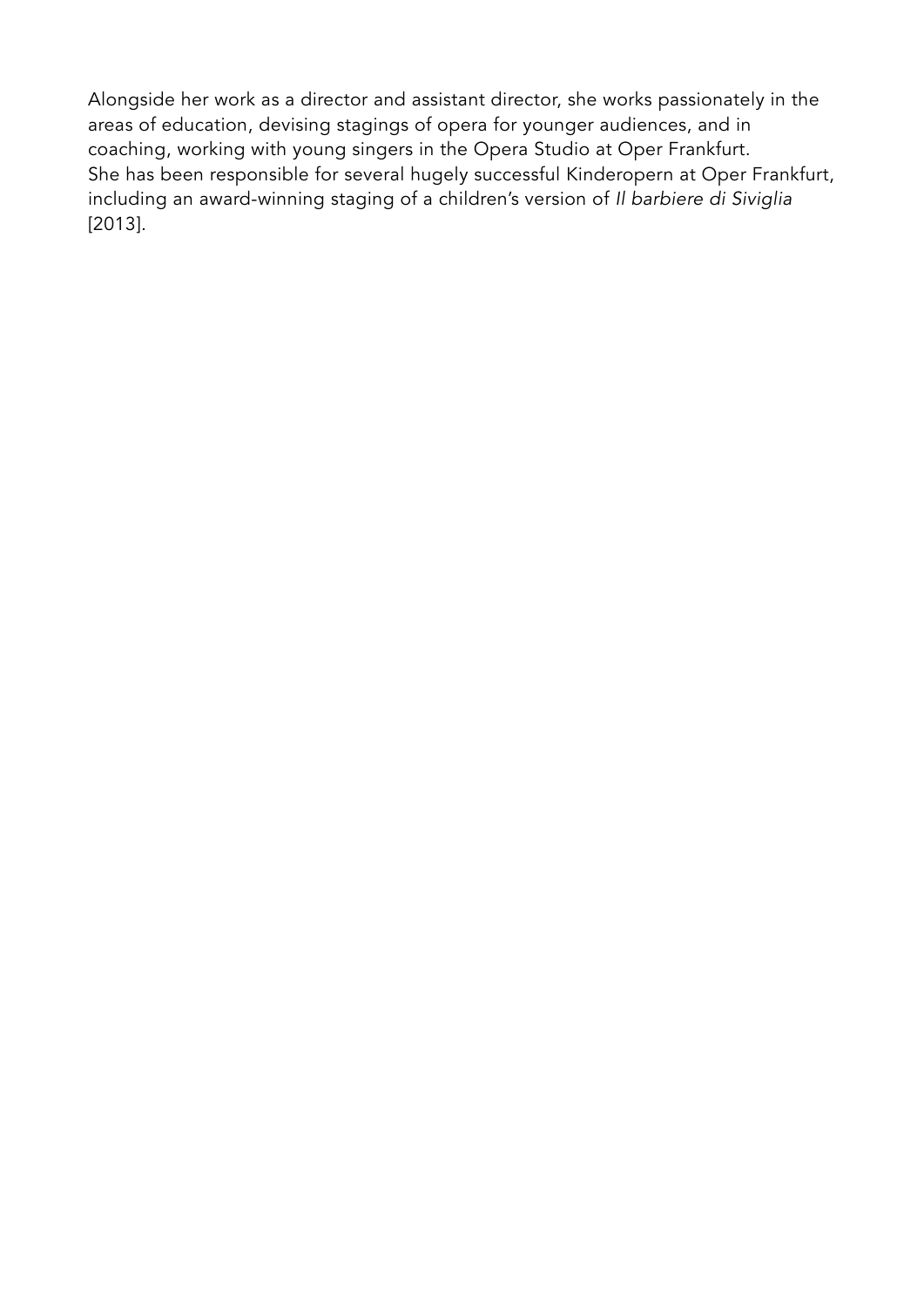Alongside her work as a director and assistant director, she works passionately in the areas of education, devising stagings of opera for younger audiences, and in coaching, working with young singers in the Opera Studio at Oper Frankfurt.
She has been responsible for several hugely successful Kinderopern at Oper Frankfurt, including an award-winning staging of a children's version of *Il barbiere di Siviglia* [2013].